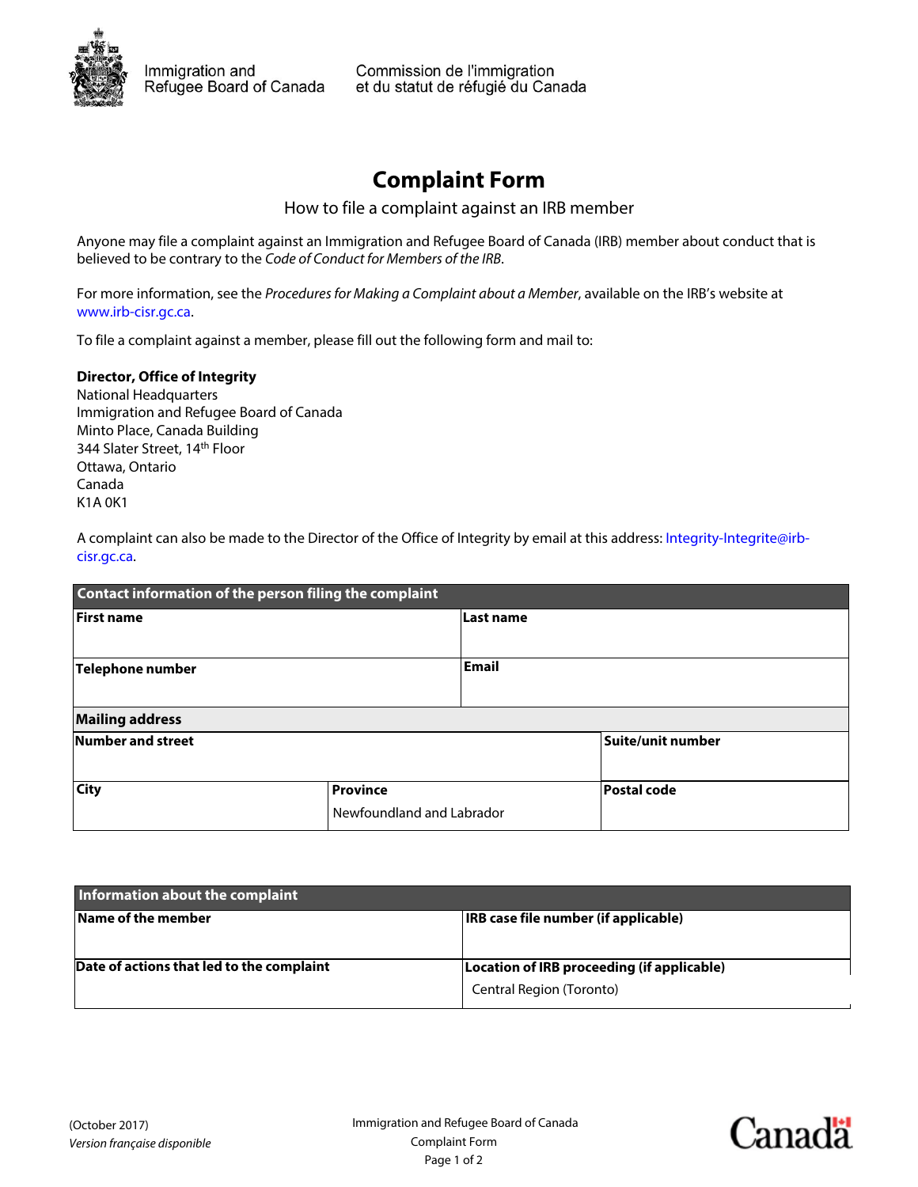Immigration and Refugee Board of Canada

Commission de l'immigration et du statut de réfugié du Canada

# Complaint Form

How to file a complaint against an IRB member

Anyone may file a complaint against an Immigration and Refugee Board of Canada (IRB) member about conduct that is believed to be contrary to the *Code of Conduct for Members of the IRB*.

For more information, see the *Procedures for Making a Complaint about a Member*, available on the IRB's website at www.irb-cisr.gc.ca.

To file a complaint against a member, please fill out the following form and mail to:

**Director, Office of Integrity**
National Headquarters
Immigration and Refugee Board of Canada
Minto Place, Canada Building
344 Slater Street, 14th Floor
Ottawa, Ontario
Canada
K1A 0K1

A complaint can also be made to the Director of the Office of Integrity by email at this address: Integrity-Integrite@irb-cisr.gc.ca.

| **Contact information of the person filing the complaint** | | |
|---|---|---|
| **First name** | **Last name** | |
| **Telephone number** | **Email** | |
| **Mailing address** | | |
| **Number and street** | | **Suite/unit number** |
| **City** | **Province**<br>Newfoundland and Labrador | **Postal code** |

| **Information about the complaint** | |
|---|---|
| **Name of the member** | **IRB case file number (if applicable)** |
| **Date of actions that led to the complaint** | **Location of IRB proceeding (if applicable)**<br>Central Region (Toronto) |

(October 2017)
*Version française disponible*

Immigration and Refugee Board of Canada
Complaint Form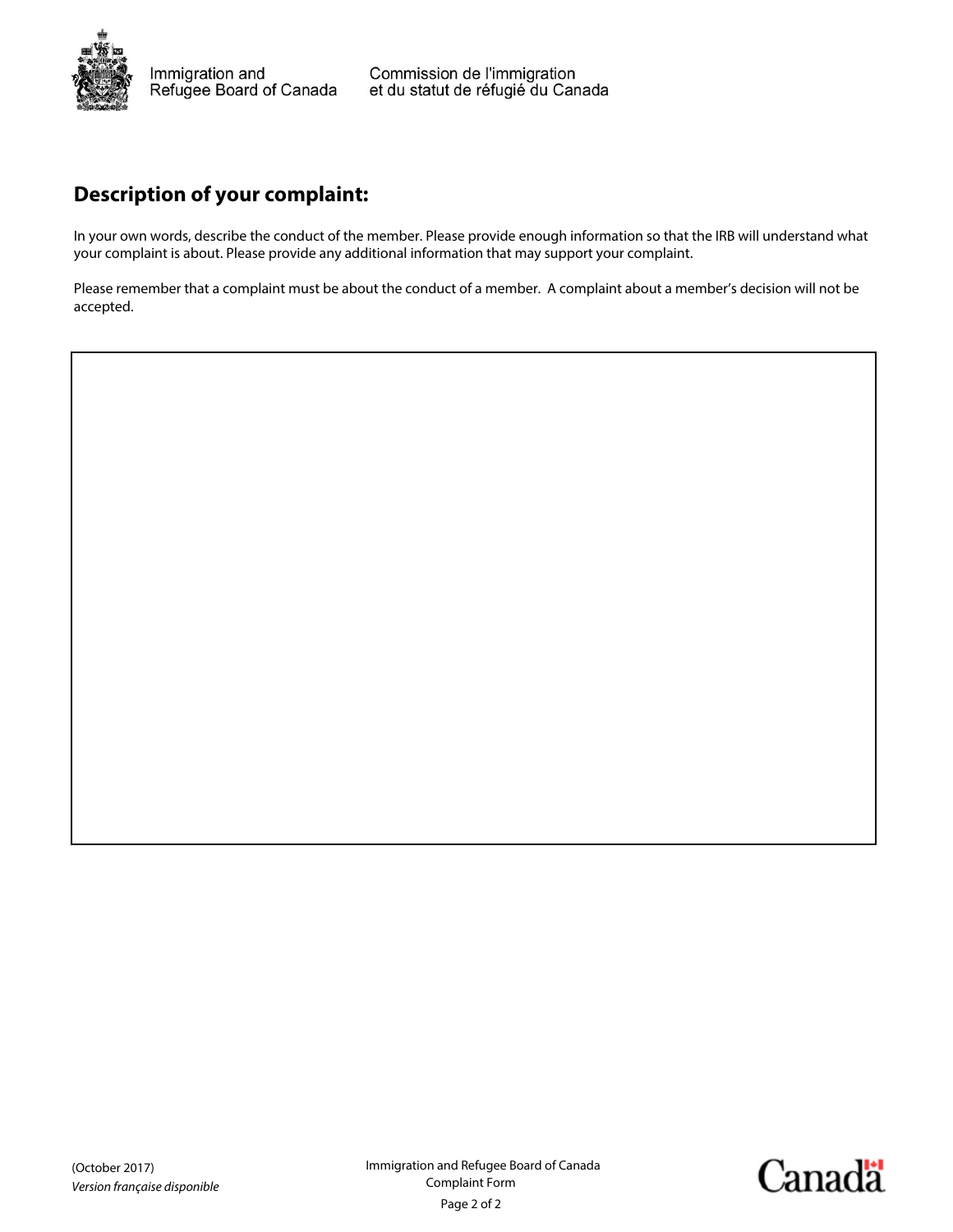## Description of your complaint:

In your own words, describe the conduct of the member. Please provide enough information so that the IRB will understand what your complaint is about. Please provide any additional information that may support your complaint.

Please remember that a complaint must be about the conduct of a member. A complaint about a member's decision will not be accepted.

(October 2017)
*Version française disponible*